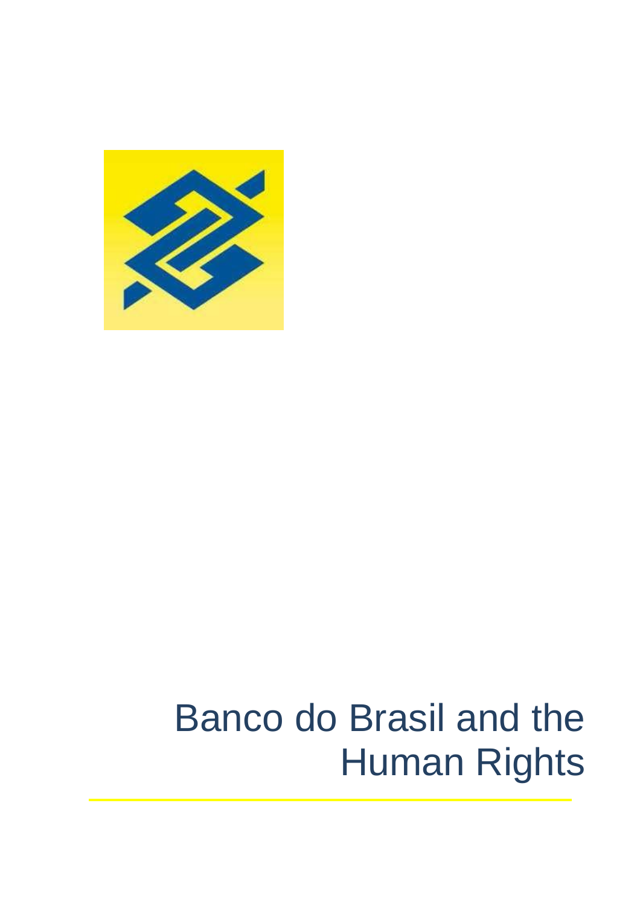# Banco do Brasil and the Human Rights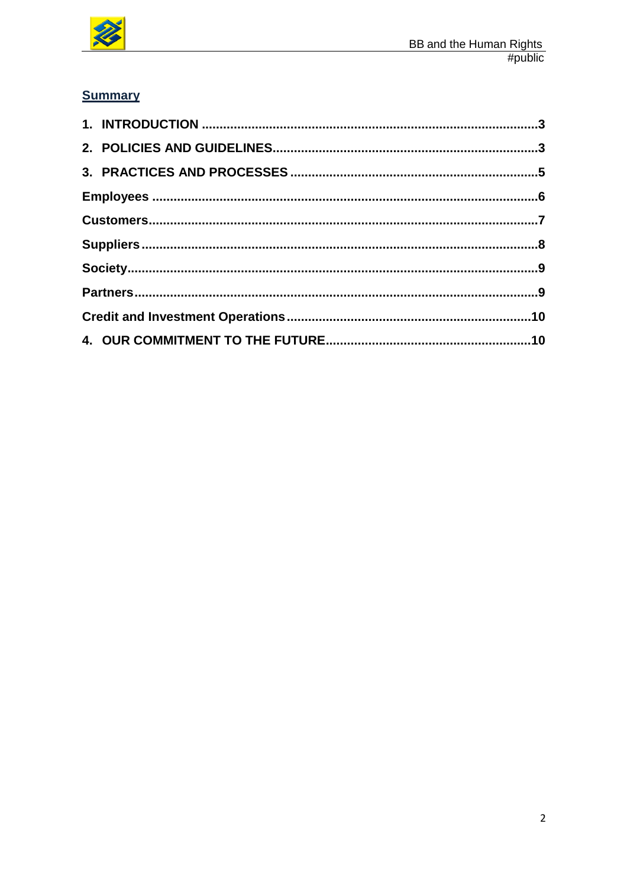## Summary

1. INTRODUCTION ........ 3
2. POLICIES AND GUIDELINES ........ 3
3. PRACTICES AND PROCESSES ........ 5

Employees ........ 6

Customers ........ 7

Suppliers ........ 8

Society ........ 9

Partners ........ 9

Credit and Investment Operations ........ 10

4. OUR COMMITMENT TO THE FUTURE ........ 10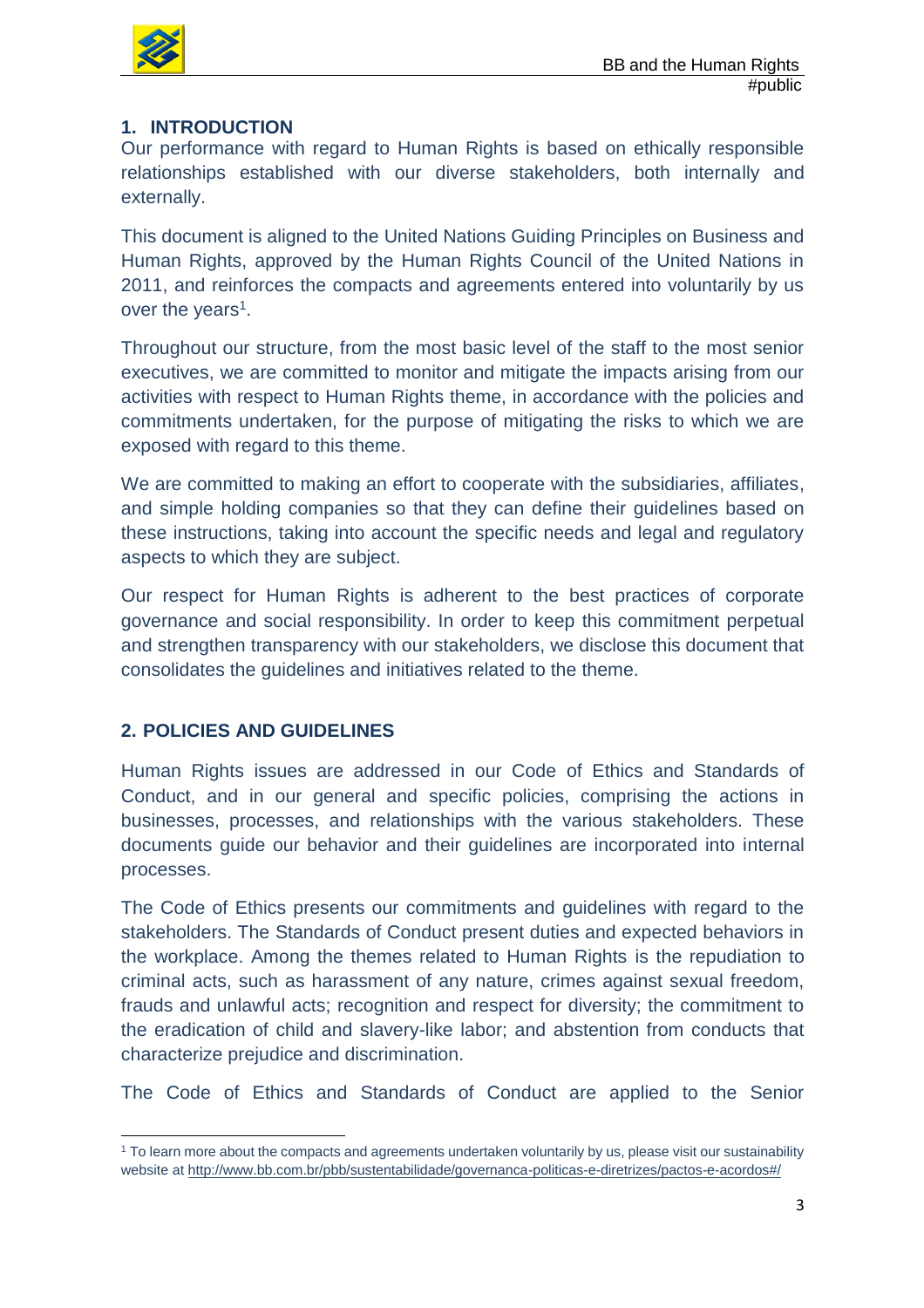## 1. INTRODUCTION

Our performance with regard to Human Rights is based on ethically responsible relationships established with our diverse stakeholders, both internally and externally.

This document is aligned to the United Nations Guiding Principles on Business and Human Rights, approved by the Human Rights Council of the United Nations in 2011, and reinforces the compacts and agreements entered into voluntarily by us over the years[1].

Throughout our structure, from the most basic level of the staff to the most senior executives, we are committed to monitor and mitigate the impacts arising from our activities with respect to Human Rights theme, in accordance with the policies and commitments undertaken, for the purpose of mitigating the risks to which we are exposed with regard to this theme.

We are committed to making an effort to cooperate with the subsidiaries, affiliates, and simple holding companies so that they can define their guidelines based on these instructions, taking into account the specific needs and legal and regulatory aspects to which they are subject.

Our respect for Human Rights is adherent to the best practices of corporate governance and social responsibility. In order to keep this commitment perpetual and strengthen transparency with our stakeholders, we disclose this document that consolidates the guidelines and initiatives related to the theme.

## 2. POLICIES AND GUIDELINES

Human Rights issues are addressed in our Code of Ethics and Standards of Conduct, and in our general and specific policies, comprising the actions in businesses, processes, and relationships with the various stakeholders. These documents guide our behavior and their guidelines are incorporated into internal processes.

The Code of Ethics presents our commitments and guidelines with regard to the stakeholders. The Standards of Conduct present duties and expected behaviors in the workplace. Among the themes related to Human Rights is the repudiation to criminal acts, such as harassment of any nature, crimes against sexual freedom, frauds and unlawful acts; recognition and respect for diversity; the commitment to the eradication of child and slavery-like labor; and abstention from conducts that characterize prejudice and discrimination.

The Code of Ethics and Standards of Conduct are applied to the Senior

[1] To learn more about the compacts and agreements undertaken voluntarily by us, please visit our sustainability website at http://www.bb.com.br/pbb/sustentabilidade/governanca-politicas-e-diretrizes/pactos-e-acordos#/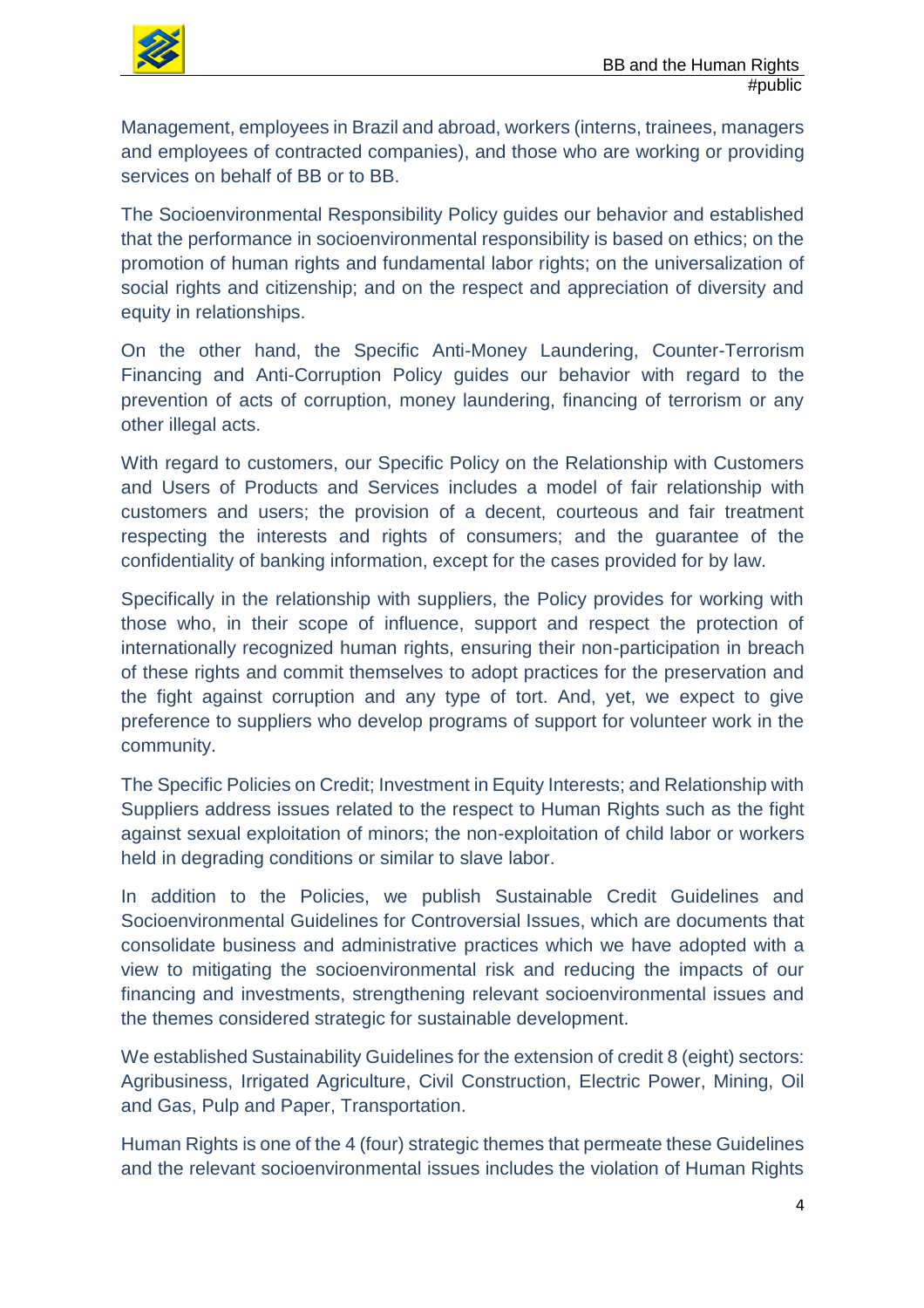Management, employees in Brazil and abroad, workers (interns, trainees, managers and employees of contracted companies), and those who are working or providing services on behalf of BB or to BB.

The Socioenvironmental Responsibility Policy guides our behavior and established that the performance in socioenvironmental responsibility is based on ethics; on the promotion of human rights and fundamental labor rights; on the universalization of social rights and citizenship; and on the respect and appreciation of diversity and equity in relationships.

On the other hand, the Specific Anti-Money Laundering, Counter-Terrorism Financing and Anti-Corruption Policy guides our behavior with regard to the prevention of acts of corruption, money laundering, financing of terrorism or any other illegal acts.

With regard to customers, our Specific Policy on the Relationship with Customers and Users of Products and Services includes a model of fair relationship with customers and users; the provision of a decent, courteous and fair treatment respecting the interests and rights of consumers; and the guarantee of the confidentiality of banking information, except for the cases provided for by law.

Specifically in the relationship with suppliers, the Policy provides for working with those who, in their scope of influence, support and respect the protection of internationally recognized human rights, ensuring their non-participation in breach of these rights and commit themselves to adopt practices for the preservation and the fight against corruption and any type of tort. And, yet, we expect to give preference to suppliers who develop programs of support for volunteer work in the community.

The Specific Policies on Credit; Investment in Equity Interests; and Relationship with Suppliers address issues related to the respect to Human Rights such as the fight against sexual exploitation of minors; the non-exploitation of child labor or workers held in degrading conditions or similar to slave labor.

In addition to the Policies, we publish Sustainable Credit Guidelines and Socioenvironmental Guidelines for Controversial Issues, which are documents that consolidate business and administrative practices which we have adopted with a view to mitigating the socioenvironmental risk and reducing the impacts of our financing and investments, strengthening relevant socioenvironmental issues and the themes considered strategic for sustainable development.

We established Sustainability Guidelines for the extension of credit 8 (eight) sectors: Agribusiness, Irrigated Agriculture, Civil Construction, Electric Power, Mining, Oil and Gas, Pulp and Paper, Transportation.

Human Rights is one of the 4 (four) strategic themes that permeate these Guidelines and the relevant socioenvironmental issues includes the violation of Human Rights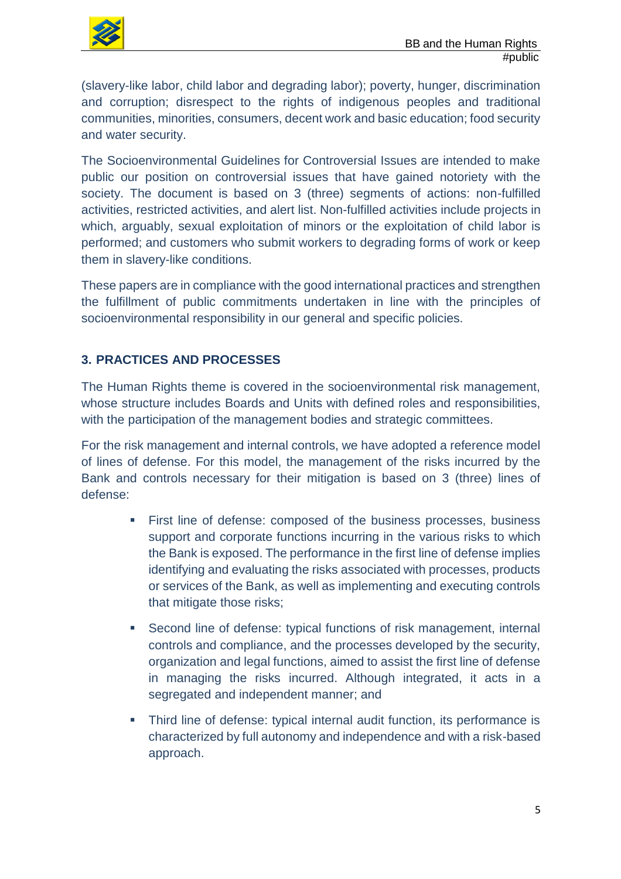(slavery-like labor, child labor and degrading labor); poverty, hunger, discrimination and corruption; disrespect to the rights of indigenous peoples and traditional communities, minorities, consumers, decent work and basic education; food security and water security.

The Socioenvironmental Guidelines for Controversial Issues are intended to make public our position on controversial issues that have gained notoriety with the society. The document is based on 3 (three) segments of actions: non-fulfilled activities, restricted activities, and alert list. Non-fulfilled activities include projects in which, arguably, sexual exploitation of minors or the exploitation of child labor is performed; and customers who submit workers to degrading forms of work or keep them in slavery-like conditions.

These papers are in compliance with the good international practices and strengthen the fulfillment of public commitments undertaken in line with the principles of socioenvironmental responsibility in our general and specific policies.

## 3. PRACTICES AND PROCESSES

The Human Rights theme is covered in the socioenvironmental risk management, whose structure includes Boards and Units with defined roles and responsibilities, with the participation of the management bodies and strategic committees.

For the risk management and internal controls, we have adopted a reference model of lines of defense. For this model, the management of the risks incurred by the Bank and controls necessary for their mitigation is based on 3 (three) lines of defense:

- First line of defense: composed of the business processes, business support and corporate functions incurring in the various risks to which the Bank is exposed. The performance in the first line of defense implies identifying and evaluating the risks associated with processes, products or services of the Bank, as well as implementing and executing controls that mitigate those risks;
- Second line of defense: typical functions of risk management, internal controls and compliance, and the processes developed by the security, organization and legal functions, aimed to assist the first line of defense in managing the risks incurred. Although integrated, it acts in a segregated and independent manner; and
- Third line of defense: typical internal audit function, its performance is characterized by full autonomy and independence and with a risk-based approach.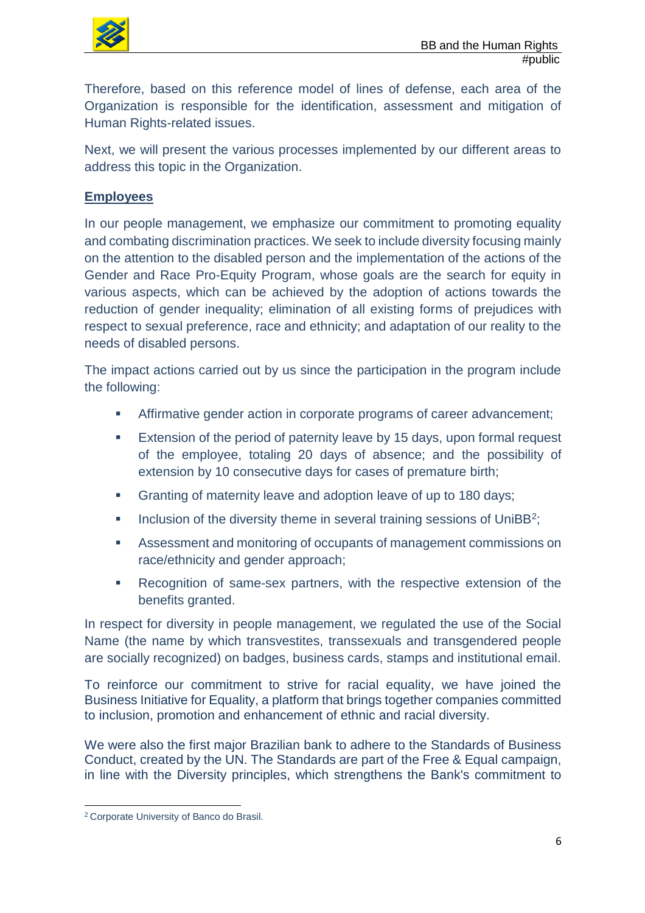Therefore, based on this reference model of lines of defense, each area of the Organization is responsible for the identification, assessment and mitigation of Human Rights-related issues.

Next, we will present the various processes implemented by our different areas to address this topic in the Organization.

## Employees

In our people management, we emphasize our commitment to promoting equality and combating discrimination practices. We seek to include diversity focusing mainly on the attention to the disabled person and the implementation of the actions of the Gender and Race Pro-Equity Program, whose goals are the search for equity in various aspects, which can be achieved by the adoption of actions towards the reduction of gender inequality; elimination of all existing forms of prejudices with respect to sexual preference, race and ethnicity; and adaptation of our reality to the needs of disabled persons.

The impact actions carried out by us since the participation in the program include the following:

- Affirmative gender action in corporate programs of career advancement;
- Extension of the period of paternity leave by 15 days, upon formal request of the employee, totaling 20 days of absence; and the possibility of extension by 10 consecutive days for cases of premature birth;
- Granting of maternity leave and adoption leave of up to 180 days;
- Inclusion of the diversity theme in several training sessions of UniBB[2];
- Assessment and monitoring of occupants of management commissions on race/ethnicity and gender approach;
- Recognition of same-sex partners, with the respective extension of the benefits granted.

In respect for diversity in people management, we regulated the use of the Social Name (the name by which transvestites, transsexuals and transgendered people are socially recognized) on badges, business cards, stamps and institutional email.

To reinforce our commitment to strive for racial equality, we have joined the Business Initiative for Equality, a platform that brings together companies committed to inclusion, promotion and enhancement of ethnic and racial diversity.

We were also the first major Brazilian bank to adhere to the Standards of Business Conduct, created by the UN. The Standards are part of the Free & Equal campaign, in line with the Diversity principles, which strengthens the Bank's commitment to

[2] Corporate University of Banco do Brasil.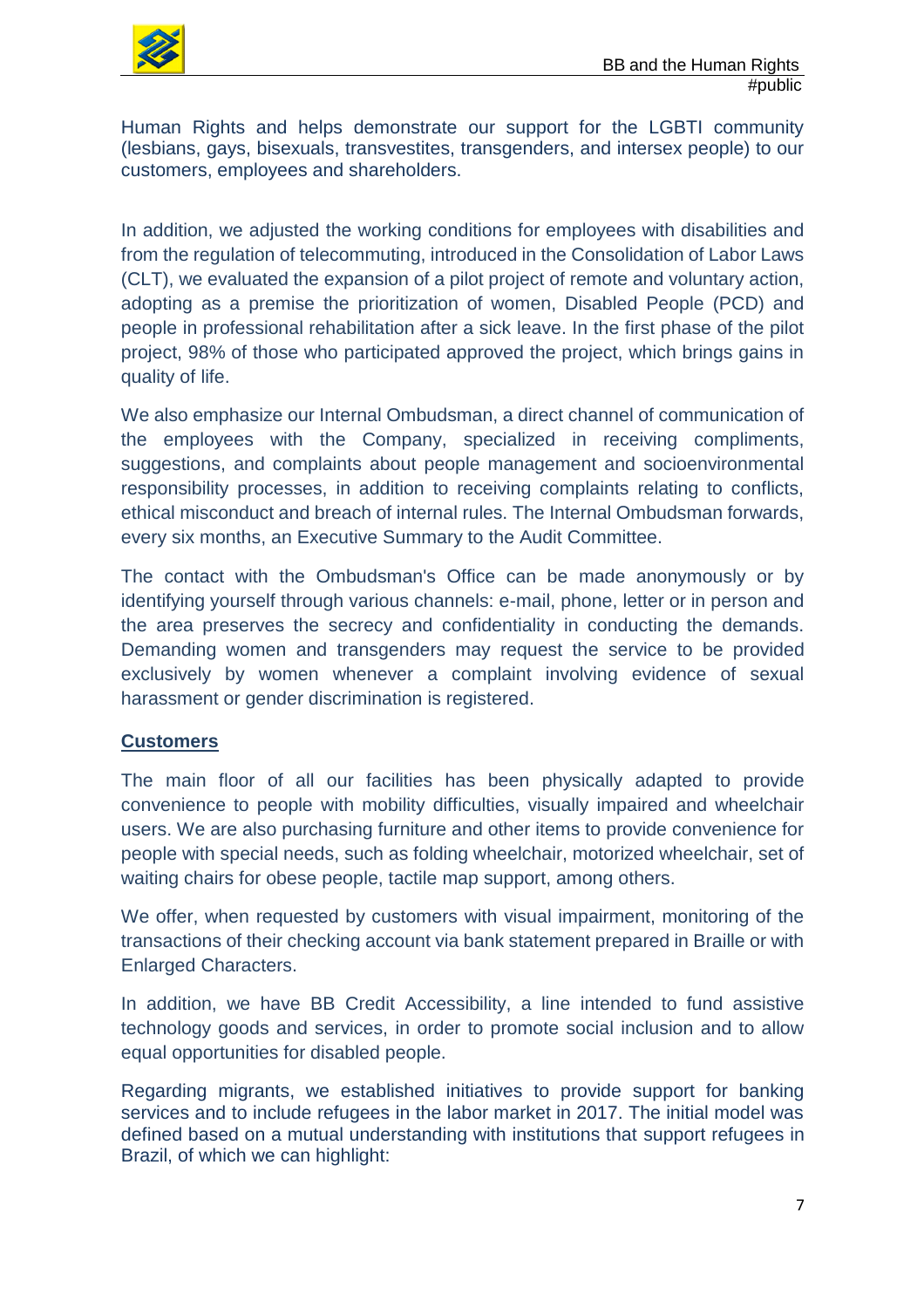Human Rights and helps demonstrate our support for the LGBTI community (lesbians, gays, bisexuals, transvestites, transgenders, and intersex people) to our customers, employees and shareholders.

In addition, we adjusted the working conditions for employees with disabilities and from the regulation of telecommuting, introduced in the Consolidation of Labor Laws (CLT), we evaluated the expansion of a pilot project of remote and voluntary action, adopting as a premise the prioritization of women, Disabled People (PCD) and people in professional rehabilitation after a sick leave. In the first phase of the pilot project, 98% of those who participated approved the project, which brings gains in quality of life.

We also emphasize our Internal Ombudsman, a direct channel of communication of the employees with the Company, specialized in receiving compliments, suggestions, and complaints about people management and socioenvironmental responsibility processes, in addition to receiving complaints relating to conflicts, ethical misconduct and breach of internal rules. The Internal Ombudsman forwards, every six months, an Executive Summary to the Audit Committee.

The contact with the Ombudsman's Office can be made anonymously or by identifying yourself through various channels: e-mail, phone, letter or in person and the area preserves the secrecy and confidentiality in conducting the demands. Demanding women and transgenders may request the service to be provided exclusively by women whenever a complaint involving evidence of sexual harassment or gender discrimination is registered.

## Customers

The main floor of all our facilities has been physically adapted to provide convenience to people with mobility difficulties, visually impaired and wheelchair users. We are also purchasing furniture and other items to provide convenience for people with special needs, such as folding wheelchair, motorized wheelchair, set of waiting chairs for obese people, tactile map support, among others.

We offer, when requested by customers with visual impairment, monitoring of the transactions of their checking account via bank statement prepared in Braille or with Enlarged Characters.

In addition, we have BB Credit Accessibility, a line intended to fund assistive technology goods and services, in order to promote social inclusion and to allow equal opportunities for disabled people.

Regarding migrants, we established initiatives to provide support for banking services and to include refugees in the labor market in 2017. The initial model was defined based on a mutual understanding with institutions that support refugees in Brazil, of which we can highlight: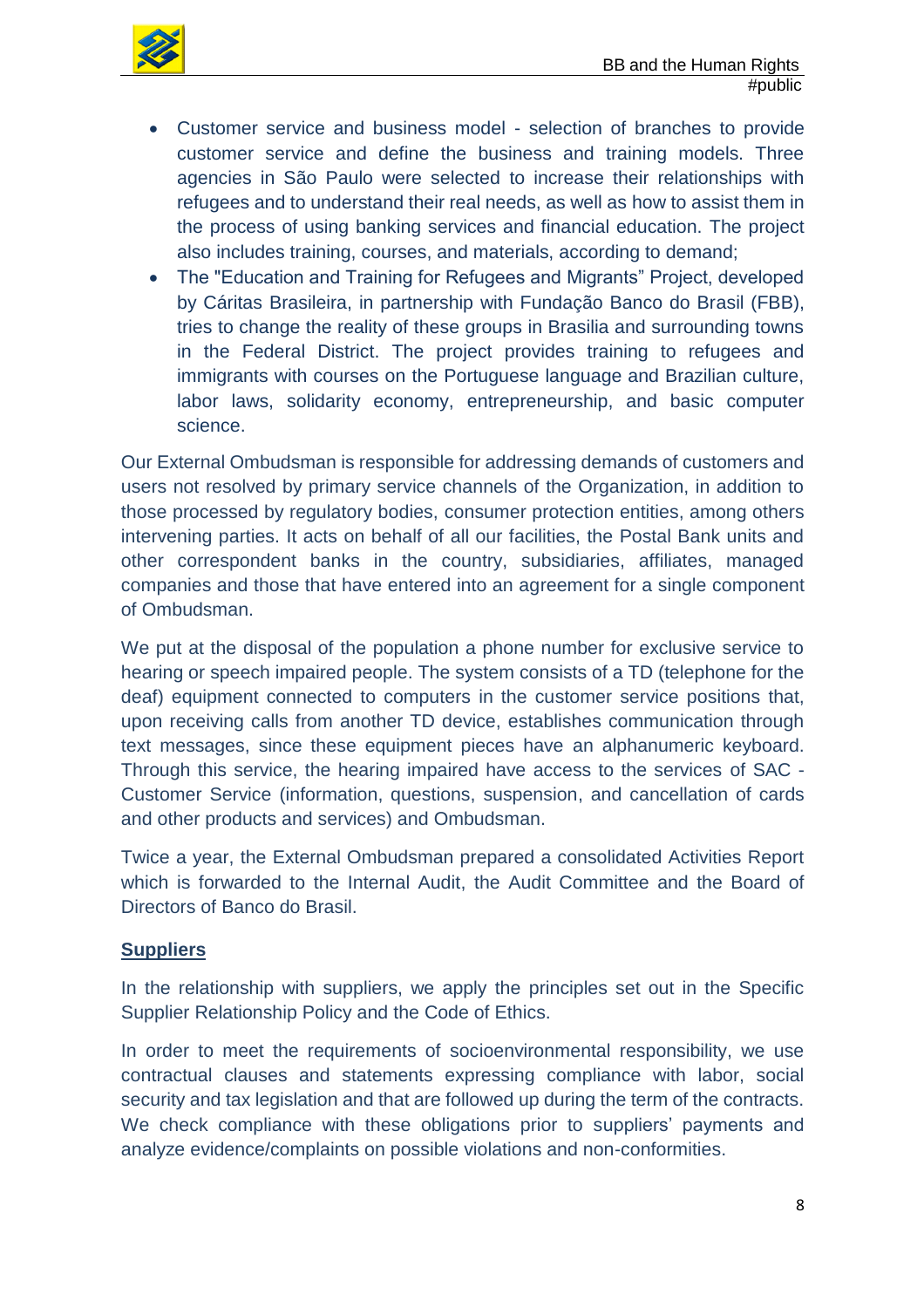- Customer service and business model - selection of branches to provide customer service and define the business and training models. Three agencies in São Paulo were selected to increase their relationships with refugees and to understand their real needs, as well as how to assist them in the process of using banking services and financial education. The project also includes training, courses, and materials, according to demand;
- The "Education and Training for Refugees and Migrants" Project, developed by Cáritas Brasileira, in partnership with Fundação Banco do Brasil (FBB), tries to change the reality of these groups in Brasilia and surrounding towns in the Federal District. The project provides training to refugees and immigrants with courses on the Portuguese language and Brazilian culture, labor laws, solidarity economy, entrepreneurship, and basic computer science.

Our External Ombudsman is responsible for addressing demands of customers and users not resolved by primary service channels of the Organization, in addition to those processed by regulatory bodies, consumer protection entities, among others intervening parties. It acts on behalf of all our facilities, the Postal Bank units and other correspondent banks in the country, subsidiaries, affiliates, managed companies and those that have entered into an agreement for a single component of Ombudsman.

We put at the disposal of the population a phone number for exclusive service to hearing or speech impaired people. The system consists of a TD (telephone for the deaf) equipment connected to computers in the customer service positions that, upon receiving calls from another TD device, establishes communication through text messages, since these equipment pieces have an alphanumeric keyboard. Through this service, the hearing impaired have access to the services of SAC - Customer Service (information, questions, suspension, and cancellation of cards and other products and services) and Ombudsman.

Twice a year, the External Ombudsman prepared a consolidated Activities Report which is forwarded to the Internal Audit, the Audit Committee and the Board of Directors of Banco do Brasil.

## Suppliers

In the relationship with suppliers, we apply the principles set out in the Specific Supplier Relationship Policy and the Code of Ethics.

In order to meet the requirements of socioenvironmental responsibility, we use contractual clauses and statements expressing compliance with labor, social security and tax legislation and that are followed up during the term of the contracts. We check compliance with these obligations prior to suppliers' payments and analyze evidence/complaints on possible violations and non-conformities.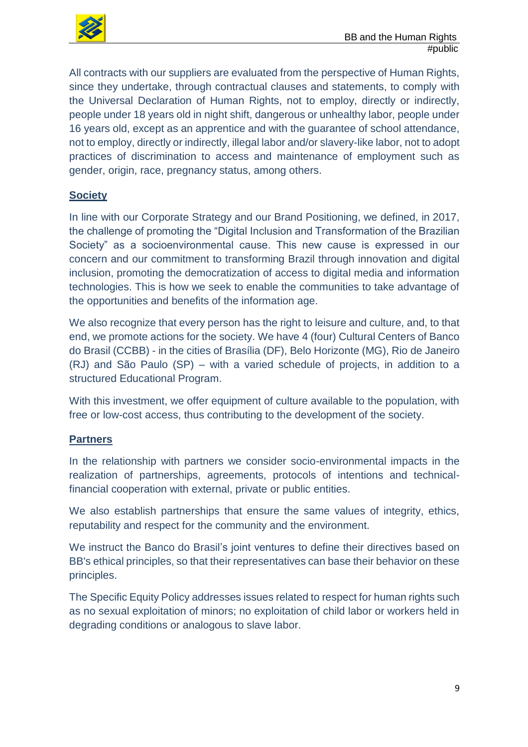All contracts with our suppliers are evaluated from the perspective of Human Rights, since they undertake, through contractual clauses and statements, to comply with the Universal Declaration of Human Rights, not to employ, directly or indirectly, people under 18 years old in night shift, dangerous or unhealthy labor, people under 16 years old, except as an apprentice and with the guarantee of school attendance, not to employ, directly or indirectly, illegal labor and/or slavery-like labor, not to adopt practices of discrimination to access and maintenance of employment such as gender, origin, race, pregnancy status, among others.

**Society**

In line with our Corporate Strategy and our Brand Positioning, we defined, in 2017, the challenge of promoting the "Digital Inclusion and Transformation of the Brazilian Society" as a socioenvironmental cause. This new cause is expressed in our concern and our commitment to transforming Brazil through innovation and digital inclusion, promoting the democratization of access to digital media and information technologies. This is how we seek to enable the communities to take advantage of the opportunities and benefits of the information age.

We also recognize that every person has the right to leisure and culture, and, to that end, we promote actions for the society. We have 4 (four) Cultural Centers of Banco do Brasil (CCBB) - in the cities of Brasília (DF), Belo Horizonte (MG), Rio de Janeiro (RJ) and São Paulo (SP) – with a varied schedule of projects, in addition to a structured Educational Program.

With this investment, we offer equipment of culture available to the population, with free or low-cost access, thus contributing to the development of the society.

**Partners**

In the relationship with partners we consider socio-environmental impacts in the realization of partnerships, agreements, protocols of intentions and technical-financial cooperation with external, private or public entities.

We also establish partnerships that ensure the same values of integrity, ethics, reputability and respect for the community and the environment.

We instruct the Banco do Brasil's joint ventures to define their directives based on BB's ethical principles, so that their representatives can base their behavior on these principles.

The Specific Equity Policy addresses issues related to respect for human rights such as no sexual exploitation of minors; no exploitation of child labor or workers held in degrading conditions or analogous to slave labor.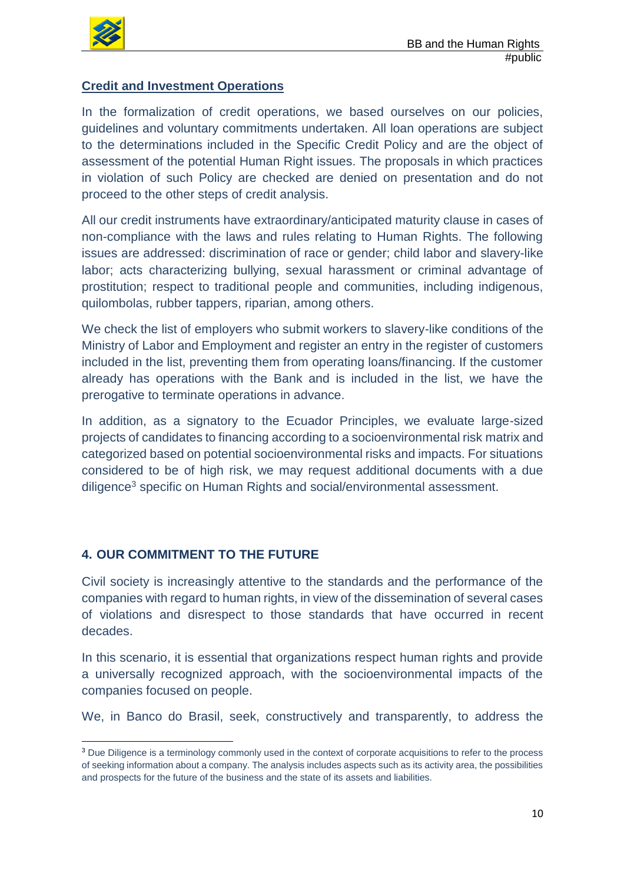**Credit and Investment Operations**

In the formalization of credit operations, we based ourselves on our policies, guidelines and voluntary commitments undertaken. All loan operations are subject to the determinations included in the Specific Credit Policy and are the object of assessment of the potential Human Right issues. The proposals in which practices in violation of such Policy are checked are denied on presentation and do not proceed to the other steps of credit analysis.

All our credit instruments have extraordinary/anticipated maturity clause in cases of non-compliance with the laws and rules relating to Human Rights. The following issues are addressed: discrimination of race or gender; child labor and slavery-like labor; acts characterizing bullying, sexual harassment or criminal advantage of prostitution; respect to traditional people and communities, including indigenous, quilombolas, rubber tappers, riparian, among others.

We check the list of employers who submit workers to slavery-like conditions of the Ministry of Labor and Employment and register an entry in the register of customers included in the list, preventing them from operating loans/financing. If the customer already has operations with the Bank and is included in the list, we have the prerogative to terminate operations in advance.

In addition, as a signatory to the Ecuador Principles, we evaluate large-sized projects of candidates to financing according to a socioenvironmental risk matrix and categorized based on potential socioenvironmental risks and impacts. For situations considered to be of high risk, we may request additional documents with a due diligence[3] specific on Human Rights and social/environmental assessment.

## 4. OUR COMMITMENT TO THE FUTURE

Civil society is increasingly attentive to the standards and the performance of the companies with regard to human rights, in view of the dissemination of several cases of violations and disrespect to those standards that have occurred in recent decades.

In this scenario, it is essential that organizations respect human rights and provide a universally recognized approach, with the socioenvironmental impacts of the companies focused on people.

We, in Banco do Brasil, seek, constructively and transparently, to address the

---

[3] Due Diligence is a terminology commonly used in the context of corporate acquisitions to refer to the process of seeking information about a company. The analysis includes aspects such as its activity area, the possibilities and prospects for the future of the business and the state of its assets and liabilities.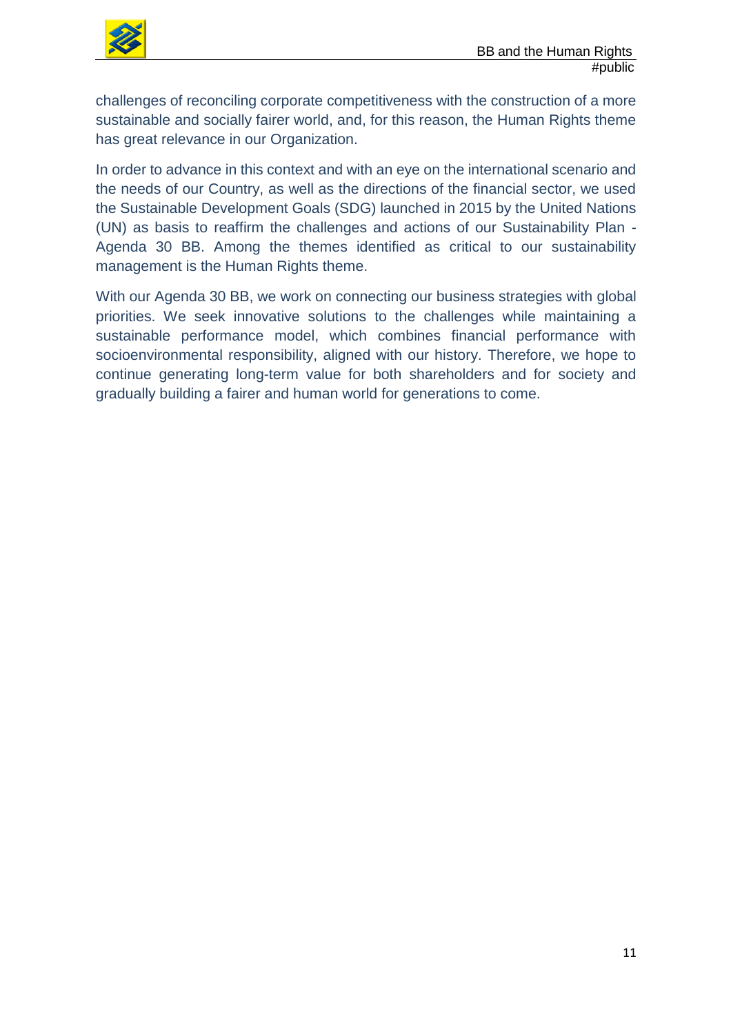challenges of reconciling corporate competitiveness with the construction of a more sustainable and socially fairer world, and, for this reason, the Human Rights theme has great relevance in our Organization.

In order to advance in this context and with an eye on the international scenario and the needs of our Country, as well as the directions of the financial sector, we used the Sustainable Development Goals (SDG) launched in 2015 by the United Nations (UN) as basis to reaffirm the challenges and actions of our Sustainability Plan - Agenda 30 BB. Among the themes identified as critical to our sustainability management is the Human Rights theme.

With our Agenda 30 BB, we work on connecting our business strategies with global priorities. We seek innovative solutions to the challenges while maintaining a sustainable performance model, which combines financial performance with socioenvironmental responsibility, aligned with our history. Therefore, we hope to continue generating long-term value for both shareholders and for society and gradually building a fairer and human world for generations to come.